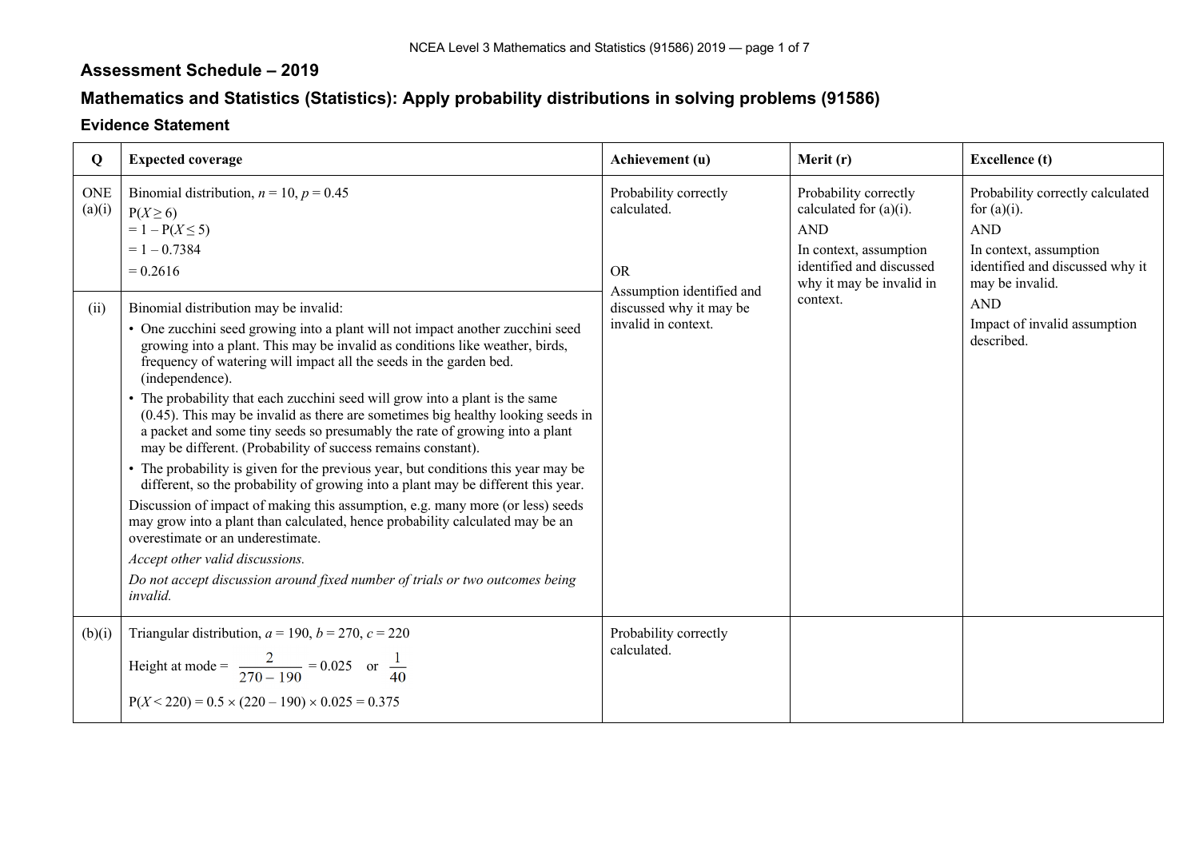## Assessment Schedule – 2019

## Mathematics and Statistics (Statistics): Apply probability distributions in solving problems (91586)

### Evidence Statement

| Q | Expected coverage | Achievement (u) | Merit (r) | Excellence (t) |
|---|---|---|---|---|
| ONE (a)(i) | Binomial distribution, $n = 10$, $p = 0.45$<br>$P(X \geq 6)$<br>$= 1 - P(X \leq 5)$<br>$= 1 - 0.7384$<br>$= 0.2616$ | Probability correctly calculated.<br><br>OR | Probability correctly calculated for (a)(i).<br>AND<br>In context, assumption identified and discussed why it may be invalid in context. | Probability correctly calculated for (a)(i).<br>AND<br>In context, assumption identified and discussed why it may be invalid.<br>AND<br>Impact of invalid assumption described. |
| (ii) | Binomial distribution may be invalid:<br>• One zucchini seed growing into a plant will not impact another zucchini seed growing into a plant. This may be invalid as conditions like weather, birds, frequency of watering will impact all the seeds in the garden bed. (independence).<br>• The probability that each zucchini seed will grow into a plant is the same (0.45). This may be invalid as there are sometimes big healthy looking seeds in a packet and some tiny seeds so presumably the rate of growing into a plant may be different. (Probability of success remains constant).<br>• The probability is given for the previous year, but conditions this year may be different, so the probability of growing into a plant may be different this year.<br>Discussion of impact of making this assumption, e.g. many more (or less) seeds may grow into a plant than calculated, hence probability calculated may be an overestimate or an underestimate.<br>*Accept other valid discussions.*<br>*Do not accept discussion around fixed number of trials or two outcomes being invalid.* | Assumption identified and discussed why it may be invalid in context. | | |
| (b)(i) | Triangular distribution, $a = 190$, $b = 270$, $c = 220$<br>Height at mode $= \dfrac{2}{270 - 190} = 0.025$ or $\dfrac{1}{40}$<br>$P(X < 220) = 0.5 \times (220 - 190) \times 0.025 = 0.375$ | Probability correctly calculated. | | |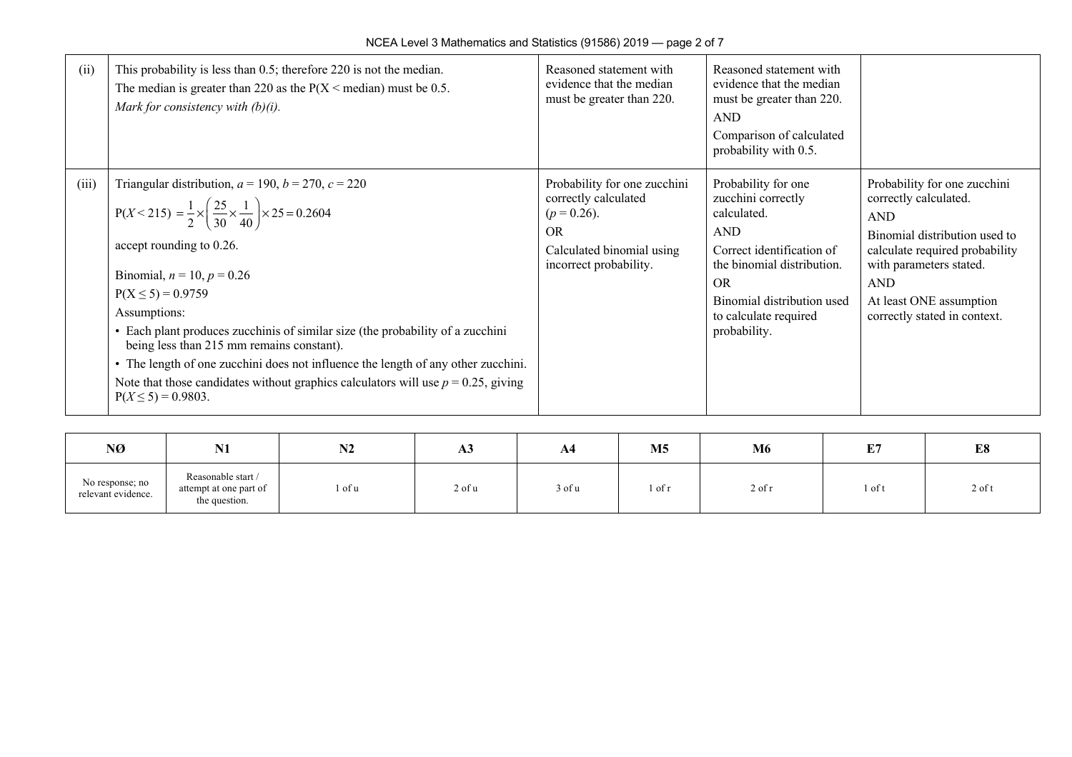| | | | | |
|---|---|---|---|---|
| (ii) | This probability is less than 0.5; therefore 220 is not the median.<br>The median is greater than 220 as the P(X < median) must be 0.5.<br>*Mark for consistency with (b)(i).* | Reasoned statement with evidence that the median must be greater than 220. | Reasoned statement with evidence that the median must be greater than 220.<br>AND<br>Comparison of calculated probability with 0.5. | |
| (iii) | Triangular distribution, $a = 190$, $b = 270$, $c = 220$<br>$P(X < 215) = \frac{1}{2} \times \left( \frac{25}{30} \times \frac{1}{40} \right) \times 25 = 0.2604$<br>accept rounding to 0.26.<br><br>Binomial, $n = 10$, $p = 0.26$<br>$P(X \leq 5) = 0.9759$<br>Assumptions:<br>• Each plant produces zucchinis of similar size (the probability of a zucchini being less than 215 mm remains constant).<br>• The length of one zucchini does not influence the length of any other zucchini.<br>Note that those candidates without graphics calculators will use $p = 0.25$, giving $P(X \leq 5) = 0.9803$. | Probability for one zucchini correctly calculated ($p = 0.26$).<br>OR<br>Calculated binomial using incorrect probability. | Probability for one zucchini correctly calculated.<br>AND<br>Correct identification of the binomial distribution.<br>OR<br>Binomial distribution used to calculate required probability. | Probability for one zucchini correctly calculated.<br>AND<br>Binomial distribution used to calculate required probability with parameters stated.<br>AND<br>At least ONE assumption correctly stated in context. |

| NØ | N1 | N2 | A3 | A4 | M5 | M6 | E7 | E8 |
|---|---|---|---|---|---|---|---|---|
| No response; no relevant evidence. | Reasonable start / attempt at one part of the question. | 1 of u | 2 of u | 3 of u | 1 of r | 2 of r | 1 of t | 2 of t |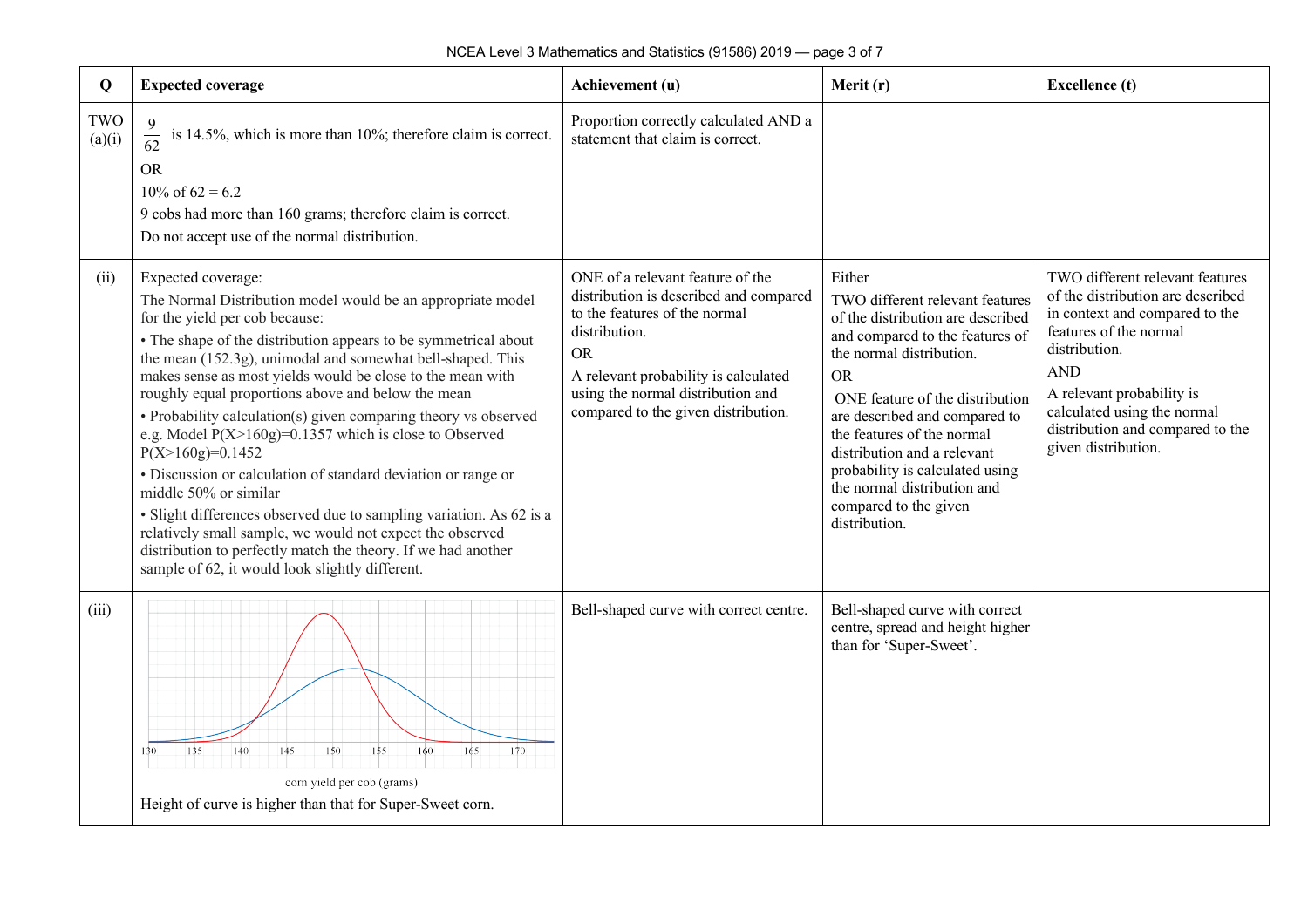| Q | Expected coverage | Achievement (u) | Merit (r) | Excellence (t) |
|---|---|---|---|---|
| TWO (a)(i) | $\frac{9}{62}$ is 14.5%, which is more than 10%; therefore claim is correct.<br>OR<br>10% of 62 = 6.2<br>9 cobs had more than 160 grams; therefore claim is correct.<br>Do not accept use of the normal distribution. | Proportion correctly calculated AND a statement that claim is correct. | | |
| (ii) | Expected coverage:<br>The Normal Distribution model would be an appropriate model for the yield per cob because:<br>• The shape of the distribution appears to be symmetrical about the mean (152.3g), unimodal and somewhat bell-shaped. This makes sense as most yields would be close to the mean with roughly equal proportions above and below the mean<br>• Probability calculation(s) given comparing theory vs observed e.g. Model $P(X>160g)=0.1357$ which is close to Observed $P(X>160g)=0.1452$<br>• Discussion or calculation of standard deviation or range or middle 50% or similar<br>• Slight differences observed due to sampling variation. As 62 is a relatively small sample, we would not expect the observed distribution to perfectly match the theory. If we had another sample of 62, it would look slightly different. | ONE of a relevant feature of the distribution is described and compared to the features of the normal distribution.<br>OR<br>A relevant probability is calculated using the normal distribution and compared to the given distribution. | Either<br>TWO different relevant features of the distribution are described and compared to the features of the normal distribution.<br>OR<br>ONE feature of the distribution are described and compared to the features of the normal distribution and a relevant probability is calculated using the normal distribution and compared to the given distribution. | TWO different relevant features of the distribution are described in context and compared to the features of the normal distribution.<br>AND<br>A relevant probability is calculated using the normal distribution and compared to the given distribution. |
| (iii) | [Graph: axis 130 135 140 145 150 155 160 165 170; corn yield per cob (grams)]<br>Height of curve is higher than that for Super-Sweet corn. | Bell-shaped curve with correct centre. | Bell-shaped curve with correct centre, spread and height higher than for 'Super-Sweet'. | |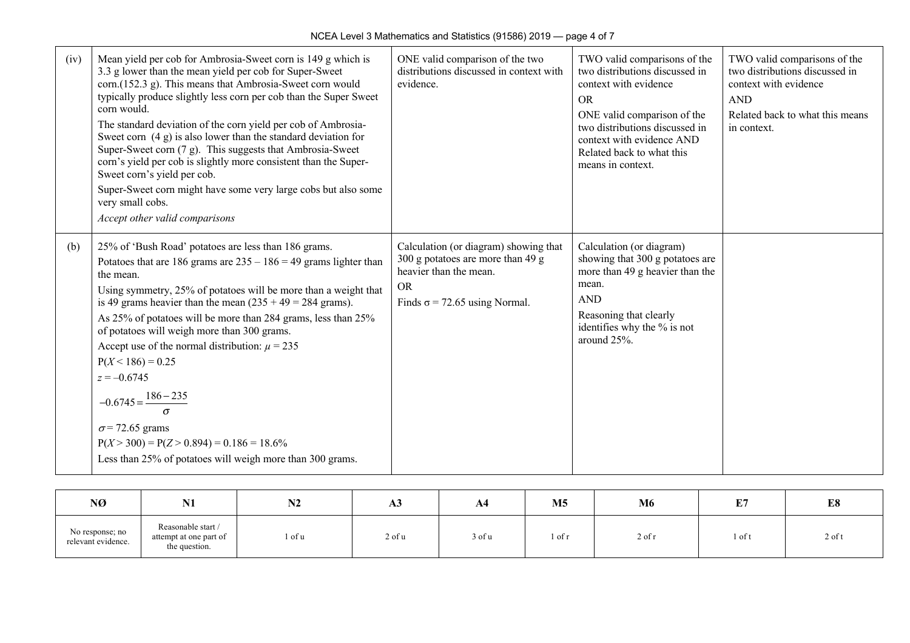| | | | | |
|---|---|---|---|---|
| (iv) | Mean yield per cob for Ambrosia-Sweet corn is 149 g which is 3.3 g lower than the mean yield per cob for Super-Sweet corn.(152.3 g). This means that Ambrosia-Sweet corn would typically produce slightly less corn per cob than the Super Sweet corn would.<br>The standard deviation of the corn yield per cob of Ambrosia-Sweet corn (4 g) is also lower than the standard deviation for Super-Sweet corn (7 g). This suggests that Ambrosia-Sweet corn's yield per cob is slightly more consistent than the Super-Sweet corn's yield per cob.<br>Super-Sweet corn might have some very large cobs but also some very small cobs.<br>*Accept other valid comparisons* | ONE valid comparison of the two distributions discussed in context with evidence. | TWO valid comparisons of the two distributions discussed in context with evidence<br>OR<br>ONE valid comparison of the two distributions discussed in context with evidence AND Related back to what this means in context. | TWO valid comparisons of the two distributions discussed in context with evidence<br>AND<br>Related back to what this means in context. |
| (b) | 25% of 'Bush Road' potatoes are less than 186 grams.<br>Potatoes that are 186 grams are $235 - 186 = 49$ grams lighter than the mean.<br>Using symmetry, 25% of potatoes will be more than a weight that is 49 grams heavier than the mean ($235 + 49 = 284$ grams).<br>As 25% of potatoes will be more than 284 grams, less than 25% of potatoes will weigh more than 300 grams.<br>Accept use of the normal distribution: $\mu = 235$<br>$P(X < 186) = 0.25$<br>$z = -0.6745$<br>$-0.6745 = \frac{186-235}{\sigma}$<br>$\sigma = 72.65$ grams<br>$P(X > 300) = P(Z > 0.894) = 0.186 = 18.6\%$<br>Less than 25% of potatoes will weigh more than 300 grams. | Calculation (or diagram) showing that 300 g potatoes are more than 49 g heavier than the mean.<br>OR<br>Finds $\sigma = 72.65$ using Normal. | Calculation (or diagram) showing that 300 g potatoes are more than 49 g heavier than the mean.<br>AND<br>Reasoning that clearly identifies why the % is not around 25%. | |

| NØ | N1 | N2 | A3 | A4 | M5 | M6 | E7 | E8 |
|---|---|---|---|---|---|---|---|---|
| No response; no relevant evidence. | Reasonable start / attempt at one part of the question. | 1 of u | 2 of u | 3 of u | 1 of r | 2 of r | 1 of t | 2 of t |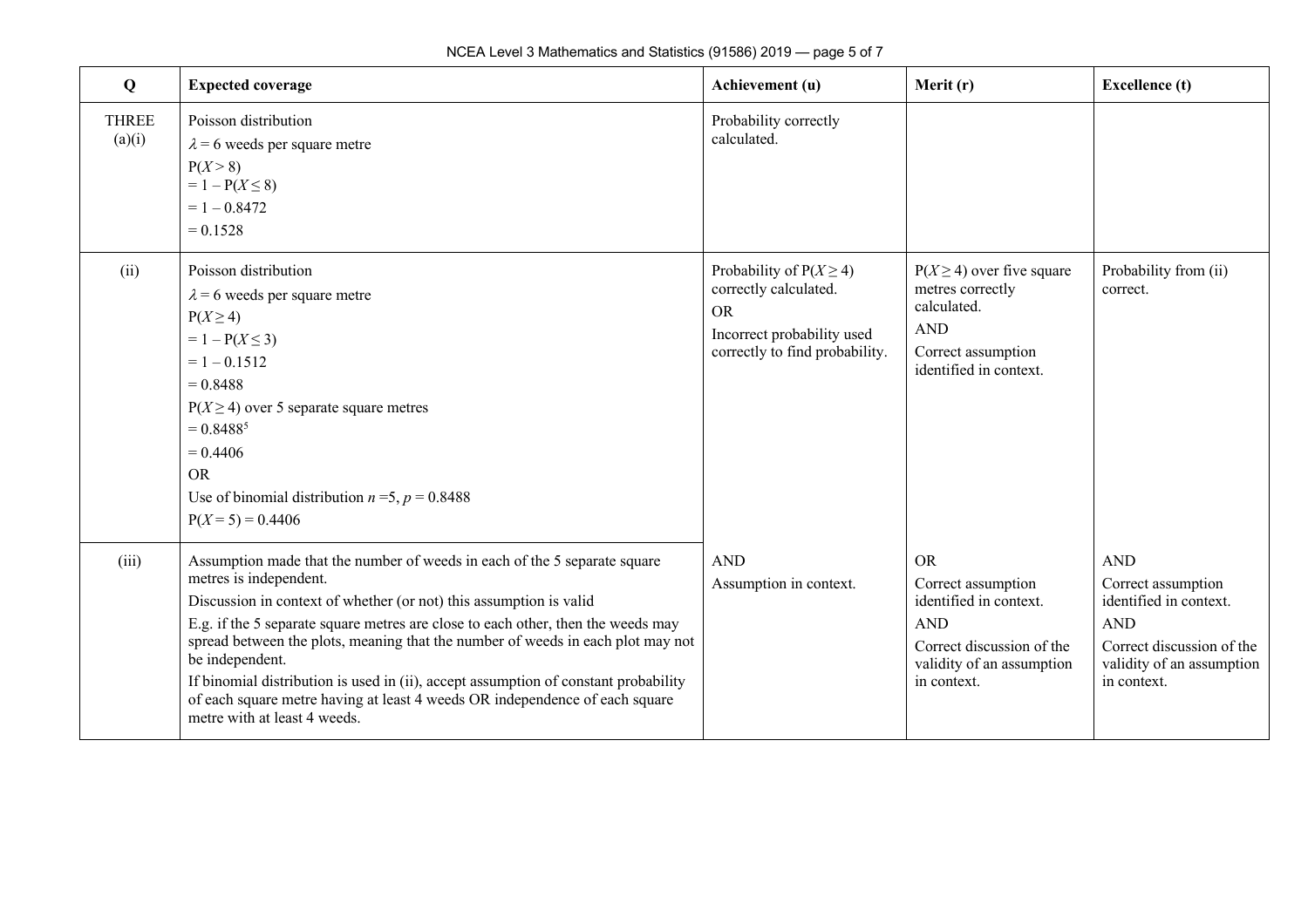| Q | Expected coverage | Achievement (u) | Merit (r) | Excellence (t) |
|---|---|---|---|---|
| THREE (a)(i) | Poisson distribution<br>$\lambda = 6$ weeds per square metre<br>$P(X > 8)$<br>$= 1 - P(X \leq 8)$<br>$= 1 - 0.8472$<br>$= 0.1528$ | Probability correctly calculated. | | |
| (ii) | Poisson distribution<br>$\lambda = 6$ weeds per square metre<br>$P(X \geq 4)$<br>$= 1 - P(X \leq 3)$<br>$= 1 - 0.1512$<br>$= 0.8488$<br>$P(X \geq 4)$ over 5 separate square metres<br>$= 0.8488^5$<br>$= 0.4406$<br>OR<br>Use of binomial distribution $n = 5$, $p = 0.8488$<br>$P(X = 5) = 0.4406$ | Probability of $P(X \geq 4)$ correctly calculated.<br>OR<br>Incorrect probability used correctly to find probability. | $P(X \geq 4)$ over five square metres correctly calculated.<br>AND<br>Correct assumption identified in context. | Probability from (ii) correct. |
| (iii) | Assumption made that the number of weeds in each of the 5 separate square metres is independent.<br>Discussion in context of whether (or not) this assumption is valid<br>E.g. if the 5 separate square metres are close to each other, then the weeds may spread between the plots, meaning that the number of weeds in each plot may not be independent.<br>If binomial distribution is used in (ii), accept assumption of constant probability of each square metre having at least 4 weeds OR independence of each square metre with at least 4 weeds. | AND<br>Assumption in context. | OR<br>Correct assumption identified in context.<br>AND<br>Correct discussion of the validity of an assumption in context. | AND<br>Correct assumption identified in context.<br>AND<br>Correct discussion of the validity of an assumption in context. |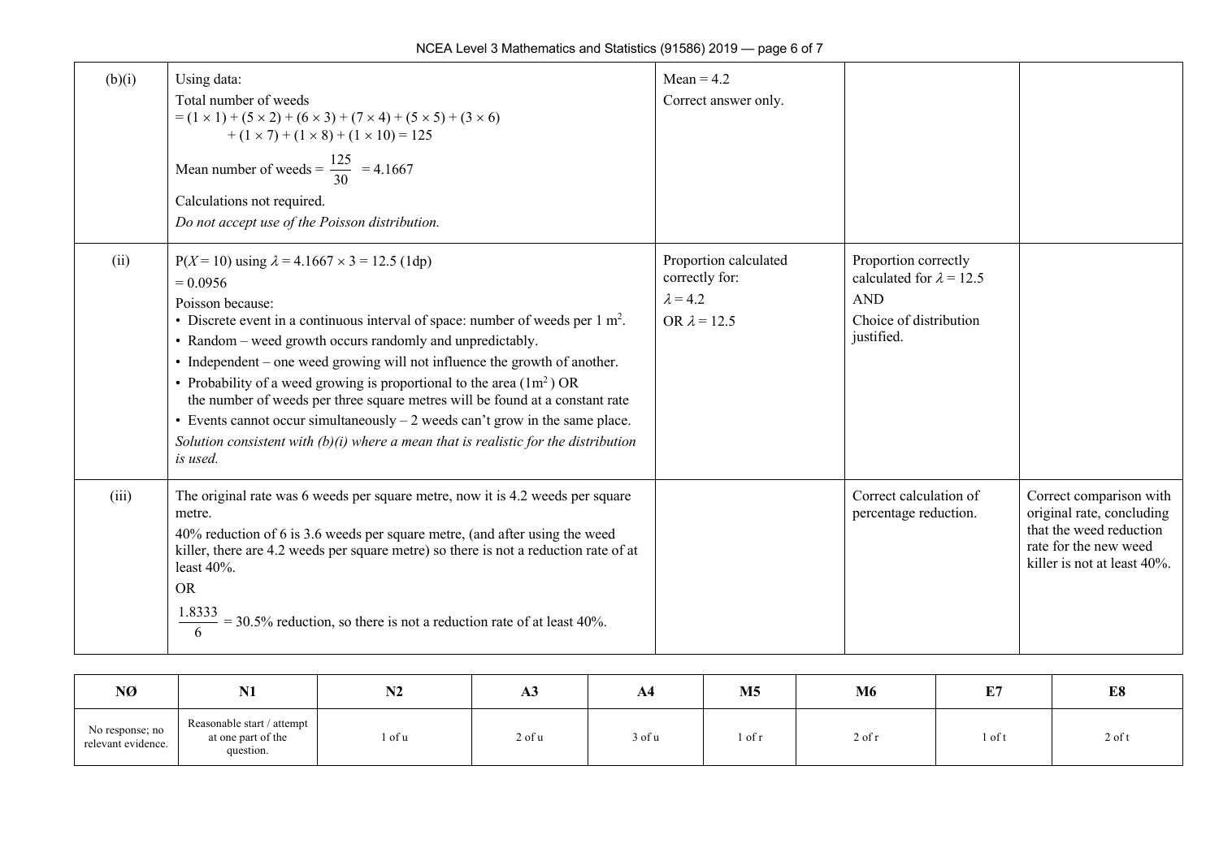| | | | | |
|---|---|---|---|---|
| (b)(i) | Using data:<br>Total number of weeds<br>$= (1 \times 1) + (5 \times 2) + (6 \times 3) + (7 \times 4) + (5 \times 5) + (3 \times 6)$<br>$+ (1 \times 7) + (1 \times 8) + (1 \times 10) = 125$<br>Mean number of weeds $= \frac{125}{30} = 4.1667$<br>Calculations not required.<br>*Do not accept use of the Poisson distribution.* | Mean = 4.2<br>Correct answer only. | | |
| (ii) | $P(X = 10)$ using $\lambda = 4.1667 \times 3 = 12.5$ (1dp)<br>$= 0.0956$<br>Poisson because:<br>• Discrete event in a continuous interval of space: number of weeds per 1 $m^2$.<br>• Random – weed growth occurs randomly and unpredictably.<br>• Independent – one weed growing will not influence the growth of another.<br>• Probability of a weed growing is proportional to the area (1$m^2$) OR the number of weeds per three square metres will be found at a constant rate<br>• Events cannot occur simultaneously – 2 weeds can't grow in the same place.<br>*Solution consistent with (b)(i) where a mean that is realistic for the distribution is used.* | Proportion calculated correctly for:<br>$\lambda = 4.2$<br>OR $\lambda = 12.5$ | Proportion correctly calculated for $\lambda = 12.5$<br>AND<br>Choice of distribution justified. | |
| (iii) | The original rate was 6 weeds per square metre, now it is 4.2 weeds per square metre.<br>40% reduction of 6 is 3.6 weeds per square metre, (and after using the weed killer, there are 4.2 weeds per square metre) so there is not a reduction rate of at least 40%.<br>OR<br>$\frac{1.8333}{6} = 30.5\%$ reduction, so there is not a reduction rate of at least 40%. | | Correct calculation of percentage reduction. | Correct comparison with original rate, concluding that the weed reduction rate for the new weed killer is not at least 40%. |

| NØ | N1 | N2 | A3 | A4 | M5 | M6 | E7 | E8 |
|---|---|---|---|---|---|---|---|---|
| No response; no relevant evidence. | Reasonable start / attempt at one part of the question. | 1 of u | 2 of u | 3 of u | 1 of r | 2 of r | 1 of t | 2 of t |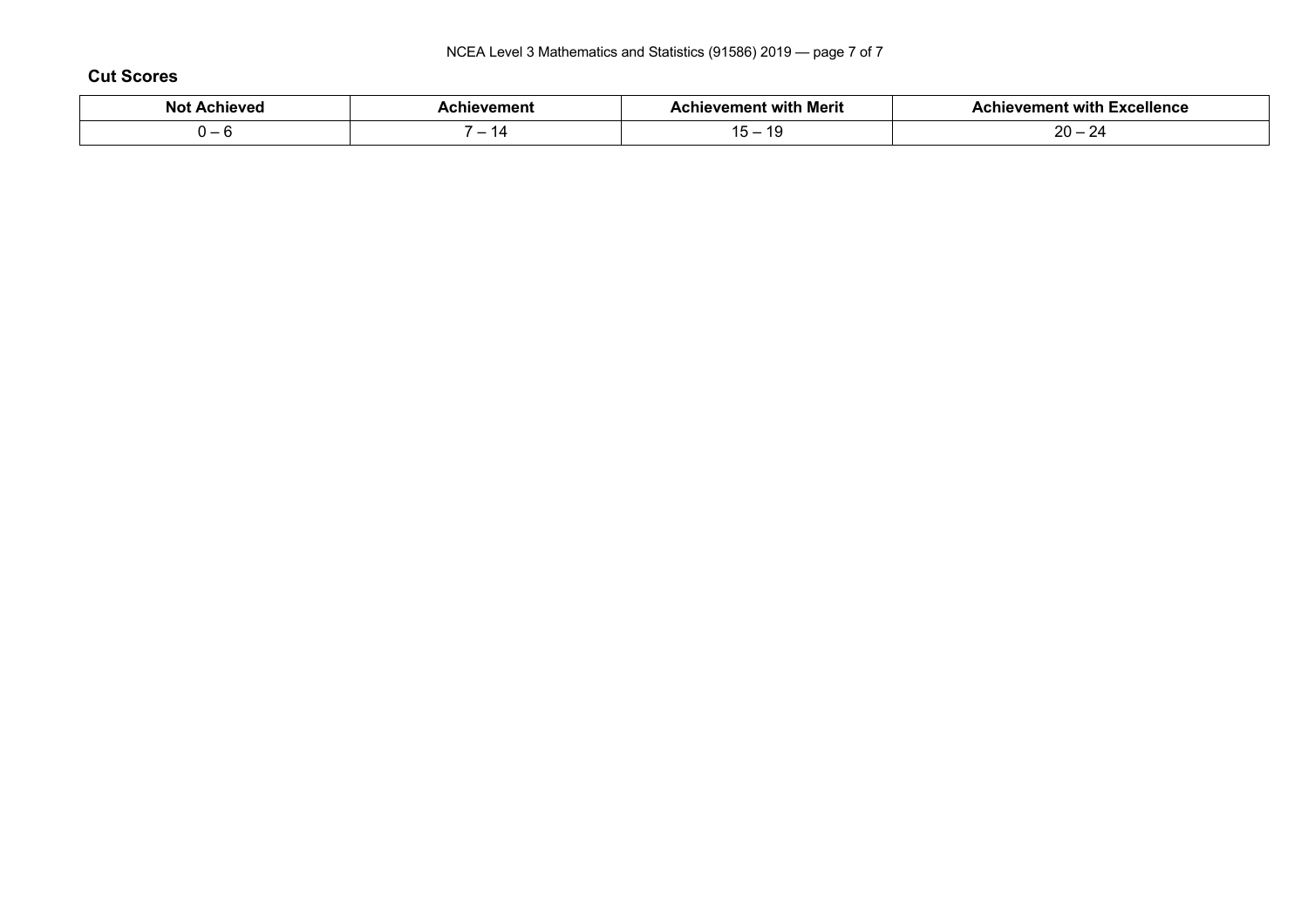**Cut Scores**

| Not Achieved | Achievement | Achievement with Merit | Achievement with Excellence |
|---|---|---|---|
| 0 – 6 | 7 – 14 | 15 – 19 | 20 – 24 |